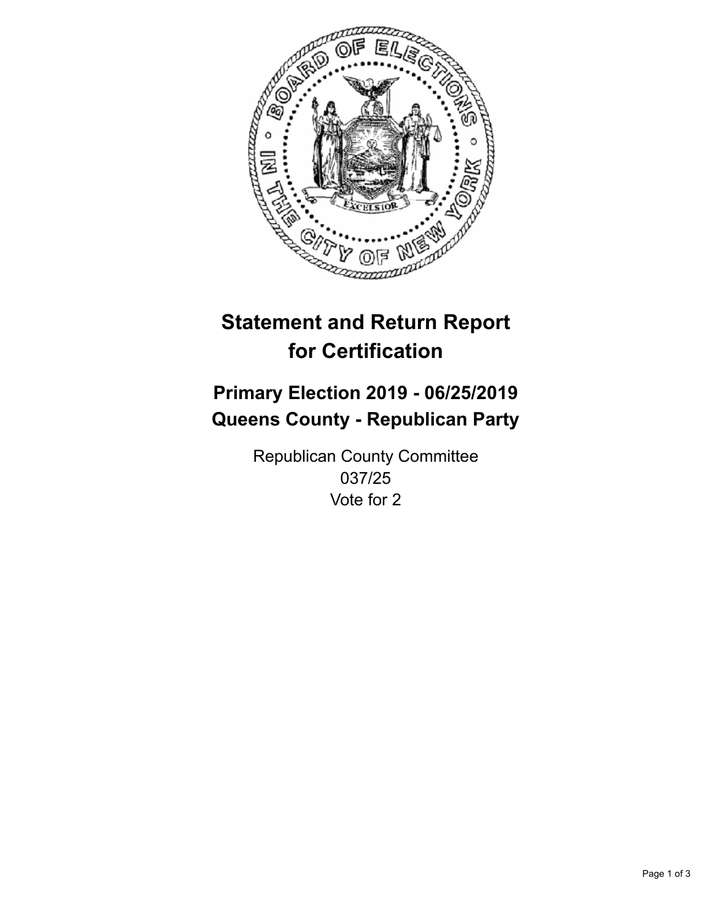# Statement and Return Report for Certification

## Primary Election 2019 - 06/25/2019
## Queens County - Republican Party

Republican County Committee
037/25
Vote for 2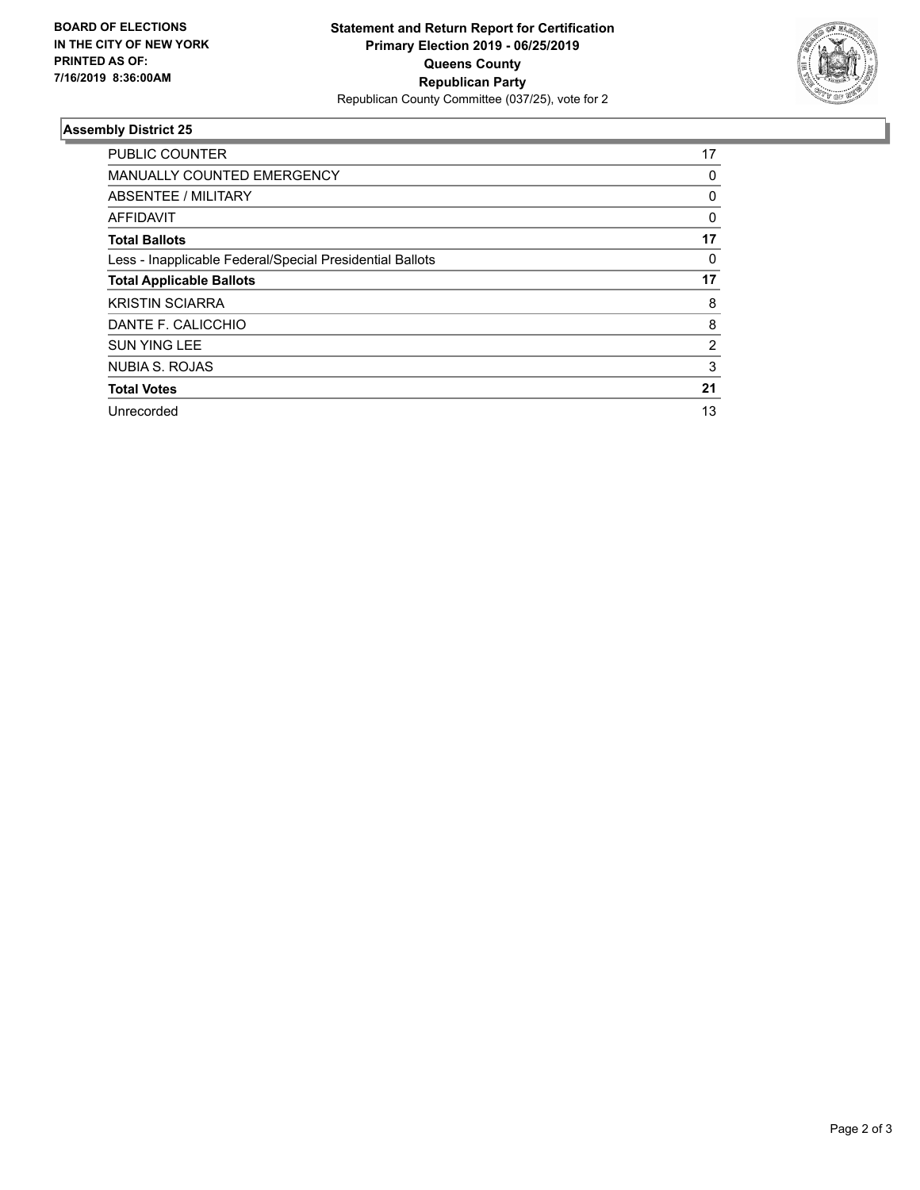**BOARD OF ELECTIONS IN THE CITY OF NEW YORK PRINTED AS OF: 7/16/2019 8:36:00AM**

**Statement and Return Report for Certification**
**Primary Election 2019 - 06/25/2019**
**Queens County**
**Republican Party**
Republican County Committee (037/25), vote for 2

### Assembly District 25

| | |
|---|---|
| PUBLIC COUNTER | 17 |
| MANUALLY COUNTED EMERGENCY | 0 |
| ABSENTEE / MILITARY | 0 |
| AFFIDAVIT | 0 |
| **Total Ballots** | **17** |
| Less - Inapplicable Federal/Special Presidential Ballots | 0 |
| **Total Applicable Ballots** | **17** |
| KRISTIN SCIARRA | 8 |
| DANTE F. CALICCHIO | 8 |
| SUN YING LEE | 2 |
| NUBIA S. ROJAS | 3 |
| **Total Votes** | **21** |
| Unrecorded | 13 |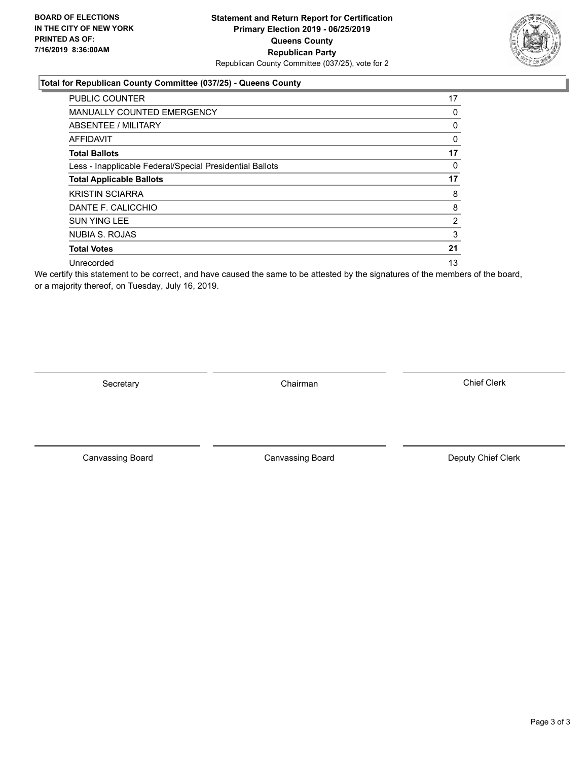**BOARD OF ELECTIONS IN THE CITY OF NEW YORK PRINTED AS OF: 7/16/2019 8:36:00AM**

**Statement and Return Report for Certification**
**Primary Election 2019 - 06/25/2019**
**Queens County**
**Republican Party**
Republican County Committee (037/25), vote for 2

### Total for Republican County Committee (037/25) - Queens County

| | |
|---|---|
| PUBLIC COUNTER | 17 |
| MANUALLY COUNTED EMERGENCY | 0 |
| ABSENTEE / MILITARY | 0 |
| AFFIDAVIT | 0 |
| **Total Ballots** | **17** |
| Less - Inapplicable Federal/Special Presidential Ballots | 0 |
| **Total Applicable Ballots** | **17** |
| KRISTIN SCIARRA | 8 |
| DANTE F. CALICCHIO | 8 |
| SUN YING LEE | 2 |
| NUBIA S. ROJAS | 3 |
| **Total Votes** | **21** |
| Unrecorded | 13 |

We certify this statement to be correct, and have caused the same to be attested by the signatures of the members of the board, or a majority thereof, on Tuesday, July 16, 2019.

Secretary

Chairman

Chief Clerk

Canvassing Board

Canvassing Board

Deputy Chief Clerk